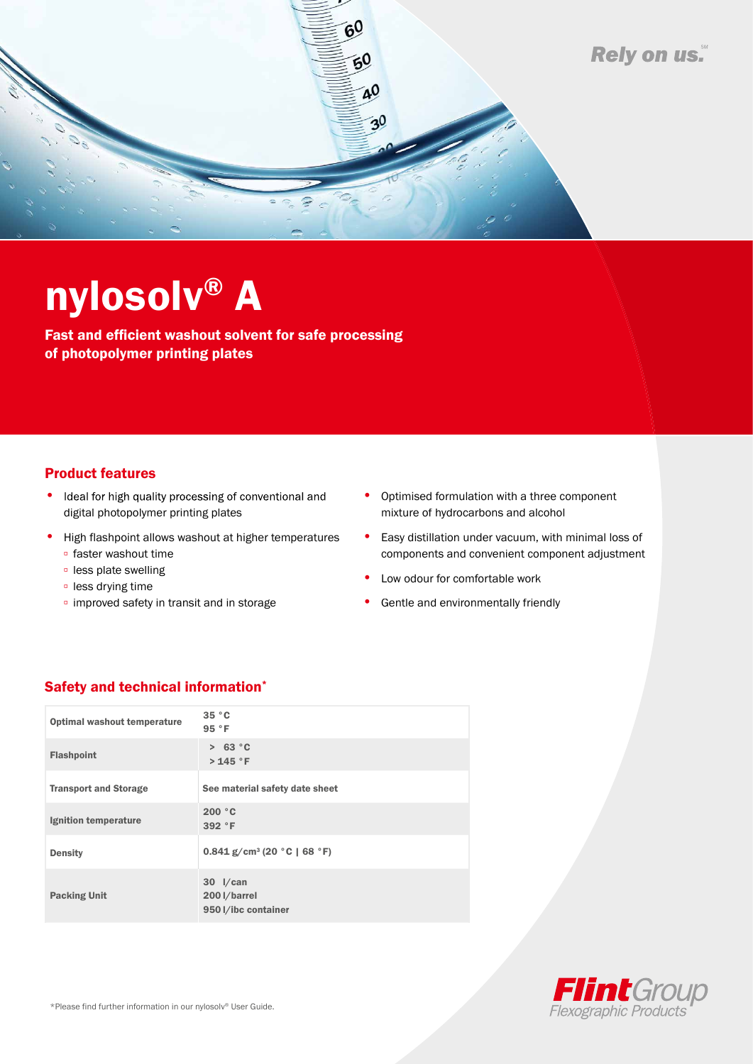Rely on us.[SM]

# nylosolv® A

**Fast and efficient washout solvent for safe processing of photopolymer printing plates**

## Product features

- Ideal for high quality processing of conventional and digital photopolymer printing plates
- High flashpoint allows washout at higher temperatures
  - faster washout time
  - less plate swelling
  - less drying time
  - improved safety in transit and in storage
- Optimised formulation with a three component mixture of hydrocarbons and alcohol
- Easy distillation under vacuum, with minimal loss of components and convenient component adjustment
- Low odour for comfortable work
- Gentle and environmentally friendly

## Safety and technical information*

| | |
|---|---|
| **Optimal washout temperature** | **35 °C**<br>**95 °F** |
| **Flashpoint** | **> 63 °C**<br>**> 145 °F** |
| **Transport and Storage** | **See material safety date sheet** |
| **Ignition temperature** | **200 °C**<br>**392 °F** |
| **Density** | **0.841 g/cm³ (20 °C \| 68 °F)** |
| **Packing Unit** | **30 l/can**<br>**200 l/barrel**<br>**950 l/ibc container** |

*Please find further information in our nylosolv® User Guide.

FlintGroup
Flexographic Products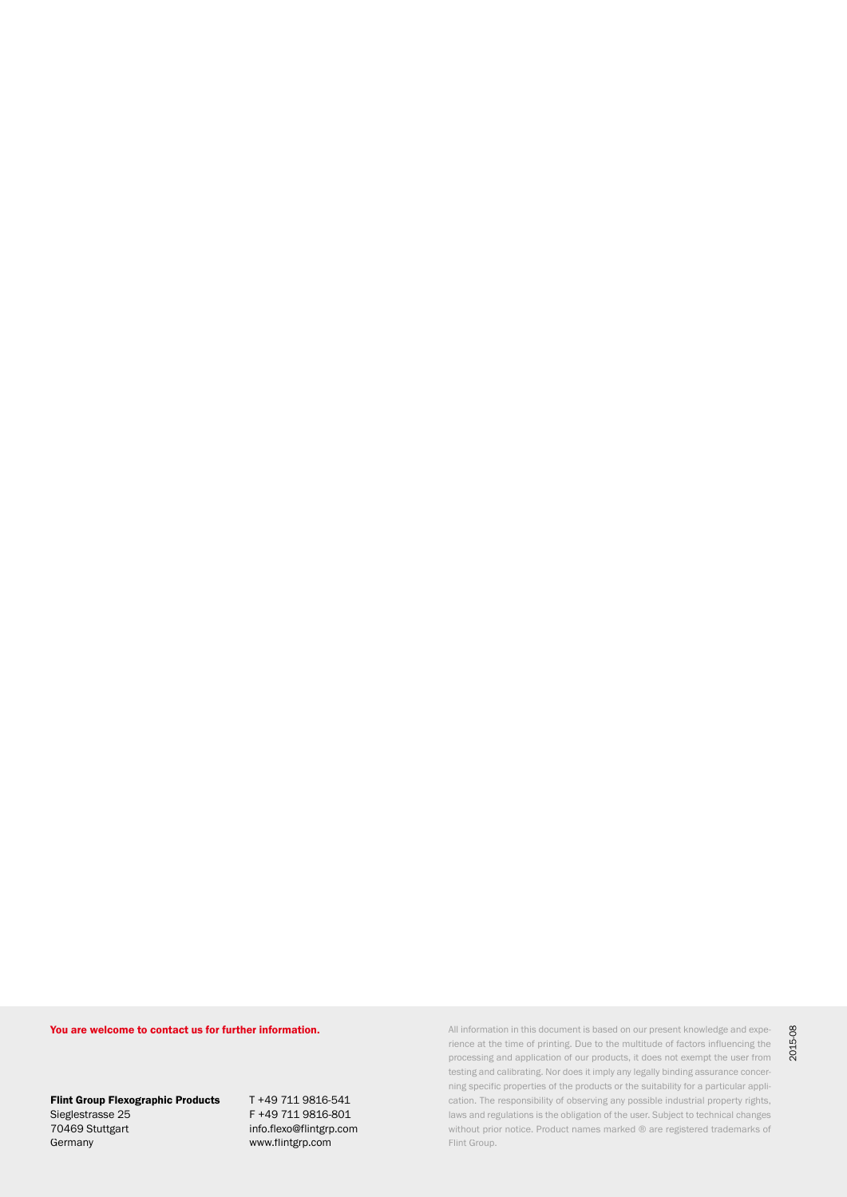**You are welcome to contact us for further information.**

**Flint Group Flexographic Products**
Sieglestrasse 25
70469 Stuttgart
Germany

T +49 711 9816-541
F +49 711 9816-801
info.flexo@flintgrp.com
www.flintgrp.com

All information in this document is based on our present knowledge and experience at the time of printing. Due to the multitude of factors influencing the processing and application of our products, it does not exempt the user from testing and calibrating. Nor does it imply any legally binding assurance concerning specific properties of the products or the suitability for a particular application. The responsibility of observing any possible industrial property rights, laws and regulations is the obligation of the user. Subject to technical changes without prior notice. Product names marked ® are registered trademarks of Flint Group.

2015-08